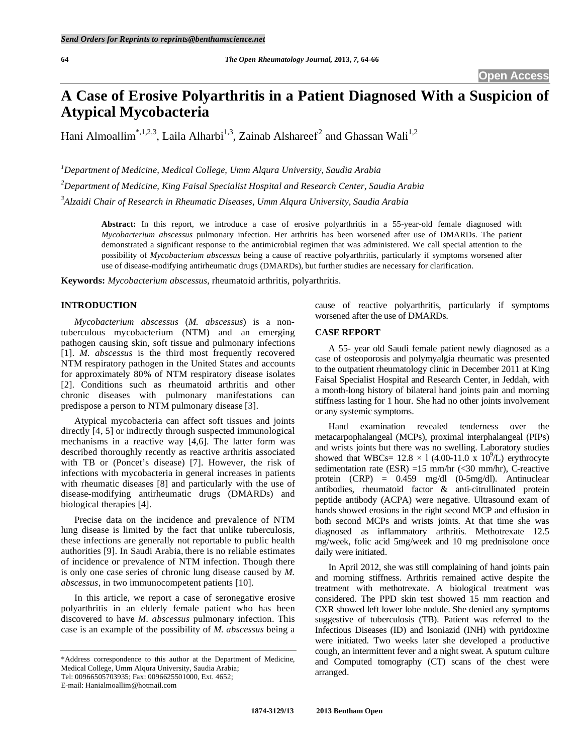Open Access

# A Case of Erosive Polyarthritis in a Patient Diagnosed With a Suspicion of Atypical Mycobacteria

Hani Almoallim[*,1,2,3], Laila Alharbi[1,3], Zainab Alshareef[2] and Ghassan Wali[1,2]

[1]Department of Medicine, Medical College, Umm Alqura University, Saudia Arabia

[2]Department of Medicine, King Faisal Specialist Hospital and Research Center, Saudia Arabia

[3]Alzaidi Chair of Research in Rheumatic Diseases, Umm Alqura University, Saudia Arabia

**Abstract:** In this report, we introduce a case of erosive polyarthritis in a 55-year-old female diagnosed with *Mycobacterium abscessus* pulmonary infection. Her arthritis has been worsened after use of DMARDs. The patient demonstrated a significant response to the antimicrobial regimen that was administered. We call special attention to the possibility of *Mycobacterium abscessus* being a cause of reactive polyarthritis, particularly if symptoms worsened after use of disease-modifying antirheumatic drugs (DMARDs), but further studies are necessary for clarification.

**Keywords:** *Mycobacterium abscessus*, rheumatoid arthritis, polyarthritis.

## INTRODUCTION

*Mycobacterium abscessus* (*M. abscessus*) is a non-tuberculous mycobacterium (NTM) and an emerging pathogen causing skin, soft tissue and pulmonary infections [1]. *M. abscessus* is the third most frequently recovered NTM respiratory pathogen in the United States and accounts for approximately 80% of NTM respiratory disease isolates [2]. Conditions such as rheumatoid arthritis and other chronic diseases with pulmonary manifestations can predispose a person to NTM pulmonary disease [3].

Atypical mycobacteria can affect soft tissues and joints directly [4, 5] or indirectly through suspected immunological mechanisms in a reactive way [4,6]. The latter form was described thoroughly recently as reactive arthritis associated with TB or (Poncet's disease) [7]. However, the risk of infections with mycobacteria in general increases in patients with rheumatic diseases [8] and particularly with the use of disease-modifying antirheumatic drugs (DMARDs) and biological therapies [4].

Precise data on the incidence and prevalence of NTM lung disease is limited by the fact that unlike tuberculosis, these infections are generally not reportable to public health authorities [9]. In Saudi Arabia, there is no reliable estimates of incidence or prevalence of NTM infection. Though there is only one case series of chronic lung disease caused by *M. abscessus*, in two immunocompetent patients [10].

In this article, we report a case of seronegative erosive polyarthritis in an elderly female patient who has been discovered to have *M. abscessus* pulmonary infection. This case is an example of the possibility of *M. abscessus* being a cause of reactive polyarthritis, particularly if symptoms worsened after the use of DMARDs.

## CASE REPORT

A 55- year old Saudi female patient newly diagnosed as a case of osteoporosis and polymyalgia rheumatic was presented to the outpatient rheumatology clinic in December 2011 at King Faisal Specialist Hospital and Research Center, in Jeddah, with a month-long history of bilateral hand joints pain and morning stiffness lasting for 1 hour. She had no other joints involvement or any systemic symptoms.

Hand examination revealed tenderness over the metacarpophalangeal (MCPs), proximal interphalangeal (PIPs) and wrists joints but there was no swelling. Laboratory studies showed that WBCs= $12.8 \times l$ ($4.00$-$11.0 \times 10^9$/L) erythrocyte sedimentation rate (ESR) =15 mm/hr (<30 mm/hr), C-reactive protein (CRP) = 0.459 mg/dl (0-5mg/dl). Antinuclear antibodies, rheumatoid factor & anti-citrullinated protein peptide antibody (ACPA) were negative. Ultrasound exam of hands showed erosions in the right second MCP and effusion in both second MCPs and wrists joints. At that time she was diagnosed as inflammatory arthritis. Methotrexate 12.5 mg/week, folic acid 5mg/week and 10 mg prednisolone once daily were initiated.

In April 2012, she was still complaining of hand joints pain and morning stiffness. Arthritis remained active despite the treatment with methotrexate. A biological treatment was considered. The PPD skin test showed 15 mm reaction and CXR showed left lower lobe nodule. She denied any symptoms suggestive of tuberculosis (TB). Patient was referred to the Infectious Diseases (ID) and Isoniazid (INH) with pyridoxine were initiated. Two weeks later she developed a productive cough, an intermittent fever and a night sweat. A sputum culture and Computed tomography (CT) scans of the chest were arranged.

*Address correspondence to this author at the Department of Medicine, Medical College, Umm Alqura University, Saudia Arabia;
Tel: 00966505703935; Fax: 0096625501000, Ext. 4652;
E-mail: Hanialmoallim@hotmail.com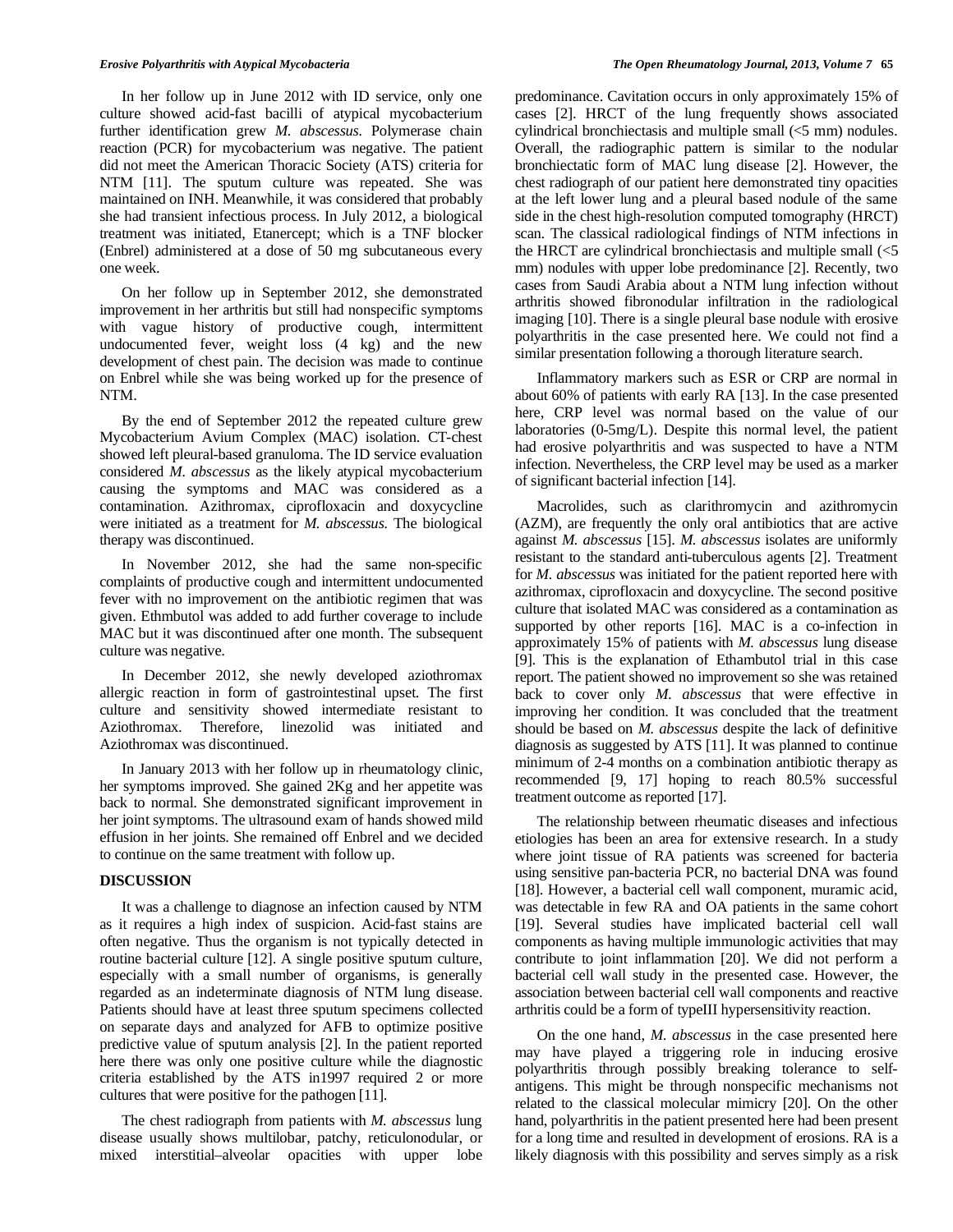In her follow up in June 2012 with ID service, only one culture showed acid-fast bacilli of atypical mycobacterium further identification grew *M. abscessus.* Polymerase chain reaction (PCR) for mycobacterium was negative. The patient did not meet the American Thoracic Society (ATS) criteria for NTM [11]. The sputum culture was repeated. She was maintained on INH. Meanwhile, it was considered that probably she had transient infectious process. In July 2012, a biological treatment was initiated, Etanercept; which is a TNF blocker (Enbrel) administered at a dose of 50 mg subcutaneous every one week.

On her follow up in September 2012, she demonstrated improvement in her arthritis but still had nonspecific symptoms with vague history of productive cough, intermittent undocumented fever, weight loss (4 kg) and the new development of chest pain. The decision was made to continue on Enbrel while she was being worked up for the presence of NTM.

By the end of September 2012 the repeated culture grew Mycobacterium Avium Complex (MAC) isolation. CT-chest showed left pleural-based granuloma. The ID service evaluation considered *M. abscessus* as the likely atypical mycobacterium causing the symptoms and MAC was considered as a contamination. Azithromax, ciprofloxacin and doxycycline were initiated as a treatment for *M. abscessus.* The biological therapy was discontinued.

In November 2012, she had the same non-specific complaints of productive cough and intermittent undocumented fever with no improvement on the antibiotic regimen that was given. Ethmbutol was added to add further coverage to include MAC but it was discontinued after one month. The subsequent culture was negative.

In December 2012, she newly developed aziothromax allergic reaction in form of gastrointestinal upset. The first culture and sensitivity showed intermediate resistant to Aziothromax. Therefore, linezolid was initiated and Aziothromax was discontinued.

In January 2013 with her follow up in rheumatology clinic, her symptoms improved. She gained 2Kg and her appetite was back to normal. She demonstrated significant improvement in her joint symptoms. The ultrasound exam of hands showed mild effusion in her joints. She remained off Enbrel and we decided to continue on the same treatment with follow up.

## DISCUSSION

It was a challenge to diagnose an infection caused by NTM as it requires a high index of suspicion. Acid-fast stains are often negative. Thus the organism is not typically detected in routine bacterial culture [12]. A single positive sputum culture, especially with a small number of organisms, is generally regarded as an indeterminate diagnosis of NTM lung disease. Patients should have at least three sputum specimens collected on separate days and analyzed for AFB to optimize positive predictive value of sputum analysis [2]. In the patient reported here there was only one positive culture while the diagnostic criteria established by the ATS in1997 required 2 or more cultures that were positive for the pathogen [11].

The chest radiograph from patients with *M. abscessus* lung disease usually shows multilobar, patchy, reticulonodular, or mixed interstitial–alveolar opacities with upper lobe predominance. Cavitation occurs in only approximately 15% of cases [2]. HRCT of the lung frequently shows associated cylindrical bronchiectasis and multiple small (<5 mm) nodules. Overall, the radiographic pattern is similar to the nodular bronchiectatic form of MAC lung disease [2]. However, the chest radiograph of our patient here demonstrated tiny opacities at the left lower lung and a pleural based nodule of the same side in the chest high-resolution computed tomography (HRCT) scan. The classical radiological findings of NTM infections in the HRCT are cylindrical bronchiectasis and multiple small (<5 mm) nodules with upper lobe predominance [2]. Recently, two cases from Saudi Arabia about a NTM lung infection without arthritis showed fibronodular infiltration in the radiological imaging [10]. There is a single pleural base nodule with erosive polyarthritis in the case presented here. We could not find a similar presentation following a thorough literature search.

Inflammatory markers such as ESR or CRP are normal in about 60% of patients with early RA [13]. In the case presented here, CRP level was normal based on the value of our laboratories (0-5mg/L). Despite this normal level, the patient had erosive polyarthritis and was suspected to have a NTM infection. Nevertheless, the CRP level may be used as a marker of significant bacterial infection [14].

Macrolides, such as clarithromycin and azithromycin (AZM), are frequently the only oral antibiotics that are active against *M. abscessus* [15]. *M. abscessus* isolates are uniformly resistant to the standard anti-tuberculous agents [2]. Treatment for *M. abscessus* was initiated for the patient reported here with azithromax, ciprofloxacin and doxycycline. The second positive culture that isolated MAC was considered as a contamination as supported by other reports [16]. MAC is a co-infection in approximately 15% of patients with *M. abscessus* lung disease [9]. This is the explanation of Ethambutol trial in this case report. The patient showed no improvement so she was retained back to cover only *M. abscessus* that were effective in improving her condition. It was concluded that the treatment should be based on *M. abscessus* despite the lack of definitive diagnosis as suggested by ATS [11]. It was planned to continue minimum of 2-4 months on a combination antibiotic therapy as recommended [9, 17] hoping to reach 80.5% successful treatment outcome as reported [17].

The relationship between rheumatic diseases and infectious etiologies has been an area for extensive research. In a study where joint tissue of RA patients was screened for bacteria using sensitive pan-bacteria PCR, no bacterial DNA was found [18]. However, a bacterial cell wall component, muramic acid, was detectable in few RA and OA patients in the same cohort [19]. Several studies have implicated bacterial cell wall components as having multiple immunologic activities that may contribute to joint inflammation [20]. We did not perform a bacterial cell wall study in the presented case. However, the association between bacterial cell wall components and reactive arthritis could be a form of typeIII hypersensitivity reaction.

On the one hand, *M. abscessus* in the case presented here may have played a triggering role in inducing erosive polyarthritis through possibly breaking tolerance to self-antigens. This might be through nonspecific mechanisms not related to the classical molecular mimicry [20]. On the other hand, polyarthritis in the patient presented here had been present for a long time and resulted in development of erosions. RA is a likely diagnosis with this possibility and serves simply as a risk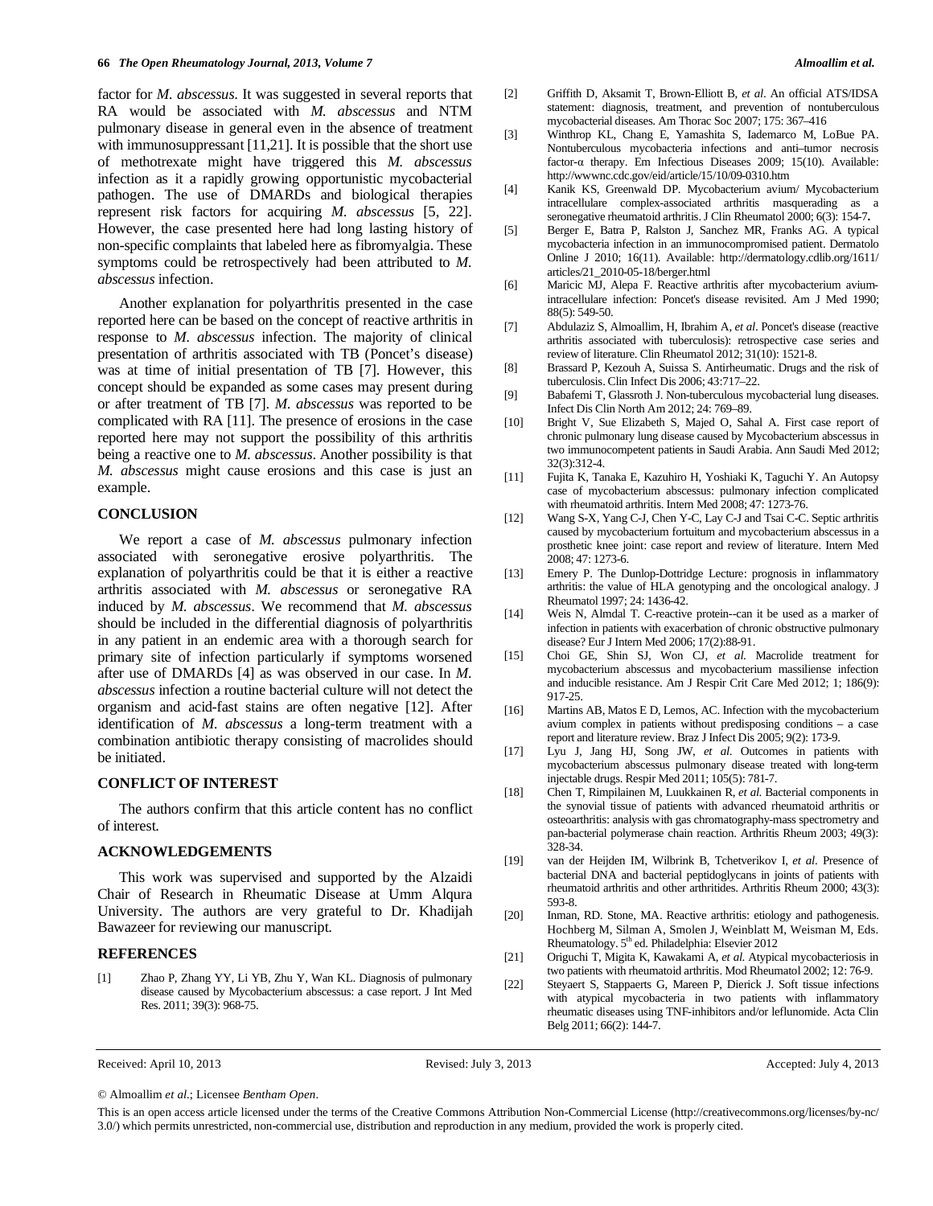factor for *M. abscessus*. It was suggested in several reports that RA would be associated with *M. abscessus* and NTM pulmonary disease in general even in the absence of treatment with immunosuppressant [11,21]. It is possible that the short use of methotrexate might have triggered this *M. abscessus* infection as it a rapidly growing opportunistic mycobacterial pathogen. The use of DMARDs and biological therapies represent risk factors for acquiring *M. abscessus* [5, 22]. However, the case presented here had long lasting history of non-specific complaints that labeled here as fibromyalgia. These symptoms could be retrospectively had been attributed to *M. abscessus* infection.

Another explanation for polyarthritis presented in the case reported here can be based on the concept of reactive arthritis in response to *M. abscessus* infection. The majority of clinical presentation of arthritis associated with TB (Poncet's disease) was at time of initial presentation of TB [7]. However, this concept should be expanded as some cases may present during or after treatment of TB [7]. *M. abscessus* was reported to be complicated with RA [11]. The presence of erosions in the case reported here may not support the possibility of this arthritis being a reactive one to *M. abscessus*. Another possibility is that *M. abscessus* might cause erosions and this case is just an example.

## CONCLUSION

We report a case of *M. abscessus* pulmonary infection associated with seronegative erosive polyarthritis. The explanation of polyarthritis could be that it is either a reactive arthritis associated with *M. abscessus* or seronegative RA induced by *M. abscessus*. We recommend that *M. abscessus* should be included in the differential diagnosis of polyarthritis in any patient in an endemic area with a thorough search for primary site of infection particularly if symptoms worsened after use of DMARDs [4] as was observed in our case. In *M. abscessus* infection a routine bacterial culture will not detect the organism and acid-fast stains are often negative [12]. After identification of *M. abscessus* a long-term treatment with a combination antibiotic therapy consisting of macrolides should be initiated.

## CONFLICT OF INTEREST

The authors confirm that this article content has no conflict of interest.

## ACKNOWLEDGEMENTS

This work was supervised and supported by the Alzaidi Chair of Research in Rheumatic Disease at Umm Alqura University. The authors are very grateful to Dr. Khadijah Bawazeer for reviewing our manuscript.

## REFERENCES

[1] Zhao P, Zhang YY, Li YB, Zhu Y, Wan KL. Diagnosis of pulmonary disease caused by Mycobacterium abscessus: a case report. J Int Med Res. 2011; 39(3): 968-75.

[2] Griffith D, Aksamit T, Brown-Elliott B, *et al*. An official ATS/IDSA statement: diagnosis, treatment, and prevention of nontuberculous mycobacterial diseases. Am Thorac Soc 2007; 175: 367–416

[3] Winthrop KL, Chang E, Yamashita S, Iademarco M, LoBue PA. Nontuberculous mycobacteria infections and anti–tumor necrosis factor-α therapy. Em Infectious Diseases 2009; 15(10). Available: http://wwwnc.cdc.gov/eid/article/15/10/09-0310.htm

[4] Kanik KS, Greenwald DP. Mycobacterium avium/ Mycobacterium intracellulare complex-associated arthritis masquerading as a seronegative rheumatoid arthritis. J Clin Rheumatol 2000; 6(3): 154-7.

[5] Berger E, Batra P, Ralston J, Sanchez MR, Franks AG. A typical mycobacteria infection in an immunocompromised patient. Dermatolo Online J 2010; 16(11). Available: http://dermatology.cdlib.org/1611/articles/21_2010-05-18/berger.html

[6] Maricic MJ, Alepa F. Reactive arthritis after mycobacterium avium-intracellulare infection: Poncet's disease revisited. Am J Med 1990; 88(5): 549-50.

[7] Abdulaziz S, Almoallim, H, Ibrahim A, *et al*. Poncet's disease (reactive arthritis associated with tuberculosis): retrospective case series and review of literature. Clin Rheumatol 2012; 31(10): 1521-8.

[8] Brassard P, Kezouh A, Suissa S. Antirheumatic. Drugs and the risk of tuberculosis. Clin Infect Dis 2006; 43:717–22.

[9] Babafemi T, Glassroth J. Non-tuberculous mycobacterial lung diseases. Infect Dis Clin North Am 2012; 24: 769–89.

[10] Bright V, Sue Elizabeth S, Majed O, Sahal A. First case report of chronic pulmonary lung disease caused by Mycobacterium abscessus in two immunocompetent patients in Saudi Arabia. Ann Saudi Med 2012; 32(3):312-4.

[11] Fujita K, Tanaka E, Kazuhiro H, Yoshiaki K, Taguchi Y. An Autopsy case of mycobacterium abscessus: pulmonary infection complicated with rheumatoid arthritis. Intern Med 2008; 47: 1273-76.

[12] Wang S-X, Yang C-J, Chen Y-C, Lay C-J and Tsai C-C. Septic arthritis caused by mycobacterium fortuitum and mycobacterium abscessus in a prosthetic knee joint: case report and review of literature. Intern Med 2008; 47: 1273-6.

[13] Emery P. The Dunlop-Dottridge Lecture: prognosis in inflammatory arthritis: the value of HLA genotyping and the oncological analogy. J Rheumatol 1997; 24: 1436-42.

[14] Weis N, Almdal T. C-reactive protein--can it be used as a marker of infection in patients with exacerbation of chronic obstructive pulmonary disease? Eur J Intern Med 2006; 17(2):88-91.

[15] Choi GE, Shin SJ, Won CJ, *et al.* Macrolide treatment for mycobacterium abscessus and mycobacterium massiliense infection and inducible resistance. Am J Respir Crit Care Med 2012; 1; 186(9): 917-25.

[16] Martins AB, Matos E D, Lemos, AC. Infection with the mycobacterium avium complex in patients without predisposing conditions – a case report and literature review. Braz J Infect Dis 2005; 9(2): 173-9.

[17] Lyu J, Jang HJ, Song JW, *et al.* Outcomes in patients with mycobacterium abscessus pulmonary disease treated with long-term injectable drugs. Respir Med 2011; 105(5): 781-7.

[18] Chen T, Rimpilainen M, Luukkainen R, *et al.* Bacterial components in the synovial tissue of patients with advanced rheumatoid arthritis or osteoarthritis: analysis with gas chromatography-mass spectrometry and pan-bacterial polymerase chain reaction. Arthritis Rheum 2003; 49(3): 328-34.

[19] van der Heijden IM, Wilbrink B, Tchetverikov I, *et al*. Presence of bacterial DNA and bacterial peptidoglycans in joints of patients with rheumatoid arthritis and other arthritides. Arthritis Rheum 2000; 43(3): 593-8.

[20] Inman, RD. Stone, MA. Reactive arthritis: etiology and pathogenesis. Hochberg M, Silman A, Smolen J, Weinblatt M, Weisman M, Eds. Rheumatology. 5th ed. Philadelphia: Elsevier 2012

[21] Origuchi T, Migita K, Kawakami A, *et al.* Atypical mycobacteriosis in two patients with rheumatoid arthritis. Mod Rheumatol 2002; 12: 76-9.

[22] Steyaert S, Stappaerts G, Mareen P, Dierick J. Soft tissue infections with atypical mycobacteria in two patients with inflammatory rheumatic diseases using TNF-inhibitors and/or leflunomide. Acta Clin Belg 2011; 66(2): 144-7.

Received: April 10, 2013 Revised: July 3, 2013 Accepted: July 4, 2013

© Almoallim *et al*.; Licensee *Bentham Open*.

This is an open access article licensed under the terms of the Creative Commons Attribution Non-Commercial License (http://creativecommons.org/licenses/by-nc/3.0/) which permits unrestricted, non-commercial use, distribution and reproduction in any medium, provided the work is properly cited.